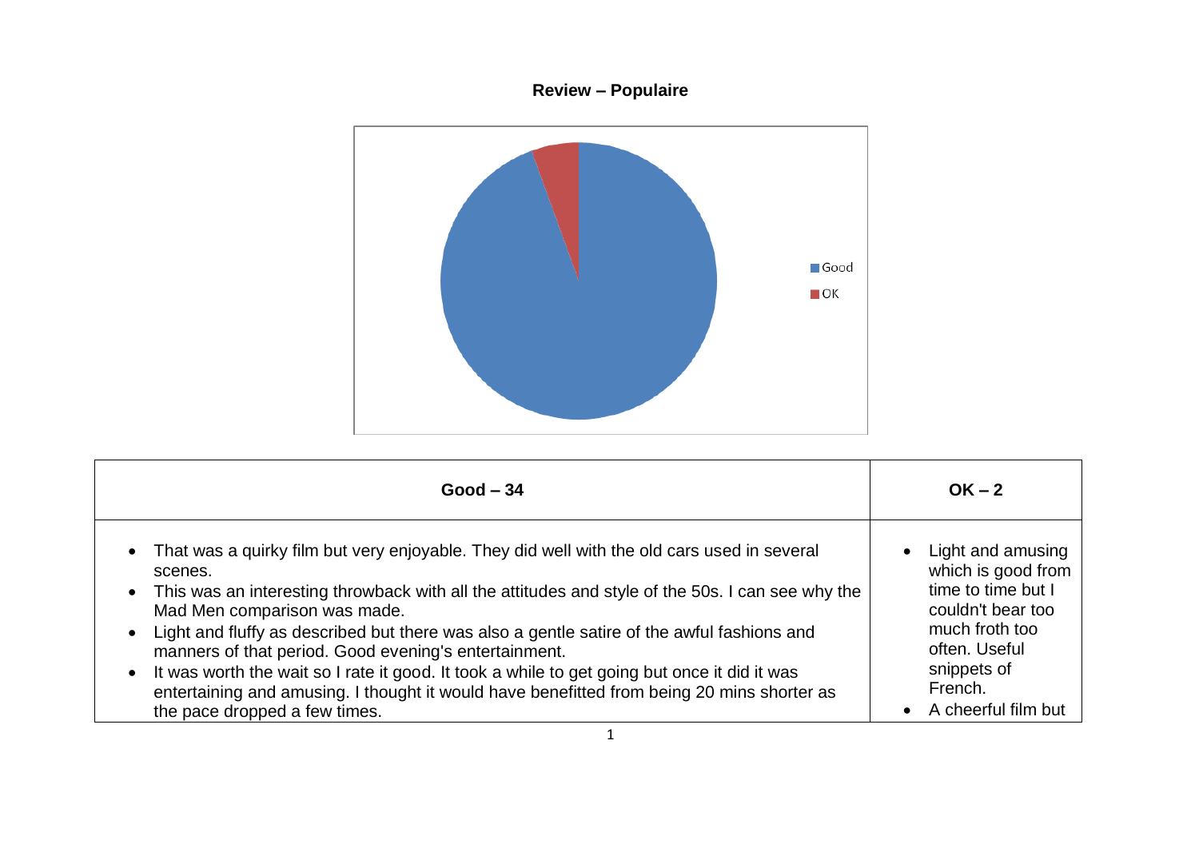**Review – Populaire**

Good

OK

| Good – 34 | OK – 2 |
|---|---|
| • That was a quirky film but very enjoyable. They did well with the old cars used in several scenes.<br>• This was an interesting throwback with all the attitudes and style of the 50s. I can see why the Mad Men comparison was made.<br>• Light and fluffy as described but there was also a gentle satire of the awful fashions and manners of that period. Good evening's entertainment.<br>• It was worth the wait so I rate it good. It took a while to get going but once it did it was entertaining and amusing. I thought it would have benefitted from being 20 mins shorter as the pace dropped a few times. | • Light and amusing which is good from time to time but I couldn't bear too much froth too often. Useful snippets of French.<br>• A cheerful film but |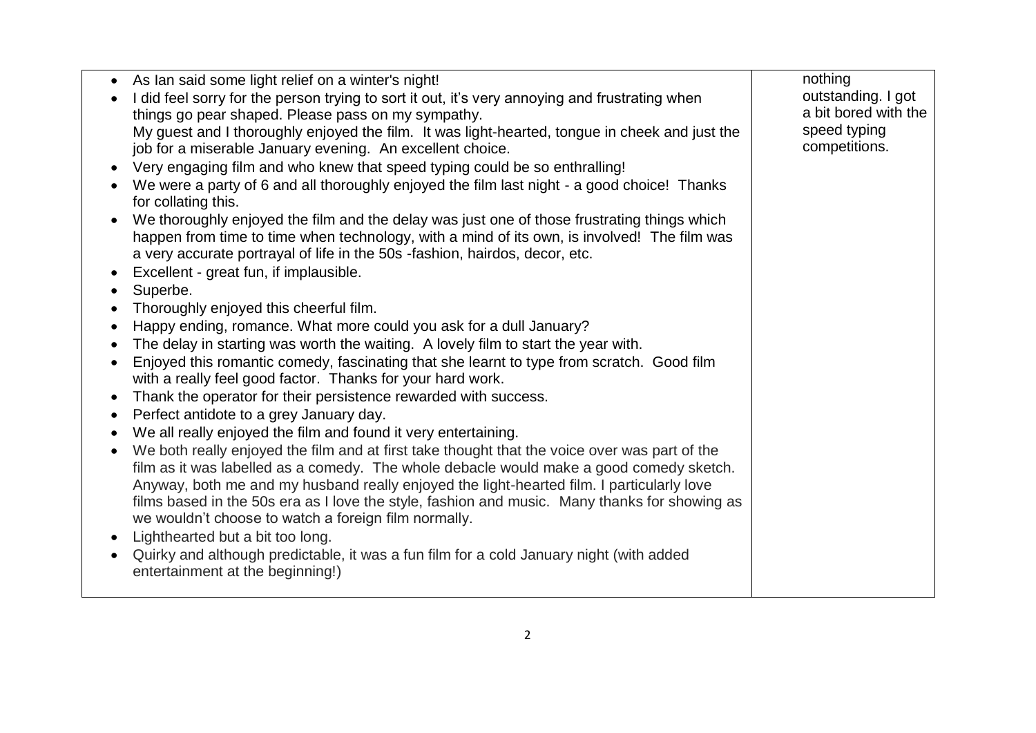| | |
| --- | --- |
| <ul><li>As Ian said some light relief on a winter's night!</li><li>I did feel sorry for the person trying to sort it out, it's very annoying and frustrating when things go pear shaped. Please pass on my sympathy.<br>My guest and I thoroughly enjoyed the film. It was light-hearted, tongue in cheek and just the job for a miserable January evening. An excellent choice.</li><li>Very engaging film and who knew that speed typing could be so enthralling!</li><li>We were a party of 6 and all thoroughly enjoyed the film last night - a good choice! Thanks for collating this.</li><li>We thoroughly enjoyed the film and the delay was just one of those frustrating things which happen from time to time when technology, with a mind of its own, is involved! The film was a very accurate portrayal of life in the 50s -fashion, hairdos, decor, etc.</li><li>Excellent - great fun, if implausible.</li><li>Superbe.</li><li>Thoroughly enjoyed this cheerful film.</li><li>Happy ending, romance. What more could you ask for a dull January?</li><li>The delay in starting was worth the waiting. A lovely film to start the year with.</li><li>Enjoyed this romantic comedy, fascinating that she learnt to type from scratch. Good film with a really feel good factor. Thanks for your hard work.</li><li>Thank the operator for their persistence rewarded with success.</li><li>Perfect antidote to a grey January day.</li><li>We all really enjoyed the film and found it very entertaining.</li><li>We both really enjoyed the film and at first take thought that the voice over was part of the film as it was labelled as a comedy. The whole debacle would make a good comedy sketch. Anyway, both me and my husband really enjoyed the light-hearted film. I particularly love films based in the 50s era as I love the style, fashion and music. Many thanks for showing as we wouldn't choose to watch a foreign film normally.</li><li>Lighthearted but a bit too long.</li><li>Quirky and although predictable, it was a fun film for a cold January night (with added entertainment at the beginning!)</li></ul> | nothing outstanding. I got a bit bored with the speed typing competitions. |